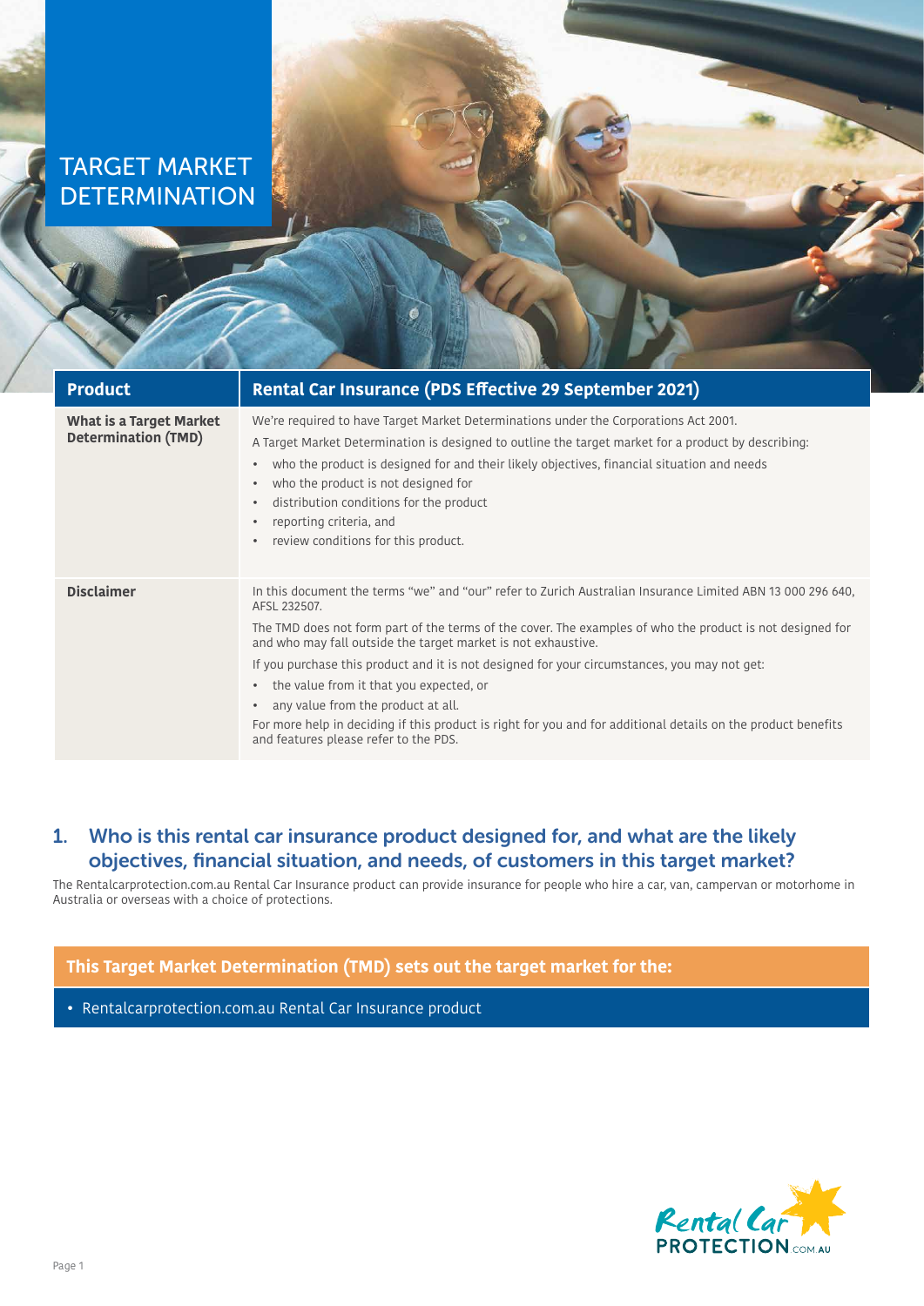# TARGET MARKET DETERMINATION

| Product | Rental Car Insurance (PDS Effective 29 September 2021) |
|---|---|
| **What is a Target Market Determination (TMD)** | We're required to have Target Market Determinations under the Corporations Act 2001.<br>A Target Market Determination is designed to outline the target market for a product by describing:<br>• who the product is designed for and their likely objectives, financial situation and needs<br>• who the product is not designed for<br>• distribution conditions for the product<br>• reporting criteria, and<br>• review conditions for this product. |
| **Disclaimer** | In this document the terms "we" and "our" refer to Zurich Australian Insurance Limited ABN 13 000 296 640, AFSL 232507.<br>The TMD does not form part of the terms of the cover. The examples of who the product is not designed for and who may fall outside the target market is not exhaustive.<br>If you purchase this product and it is not designed for your circumstances, you may not get:<br>• the value from it that you expected, or<br>• any value from the product at all.<br>For more help in deciding if this product is right for you and for additional details on the product benefits and features please refer to the PDS. |

## 1. Who is this rental car insurance product designed for, and what are the likely objectives, financial situation, and needs, of customers in this target market?

The Rentalcarprotection.com.au Rental Car Insurance product can provide insurance for people who hire a car, van, campervan or motorhome in Australia or overseas with a choice of protections.

**This Target Market Determination (TMD) sets out the target market for the:**

- Rentalcarprotection.com.au Rental Car Insurance product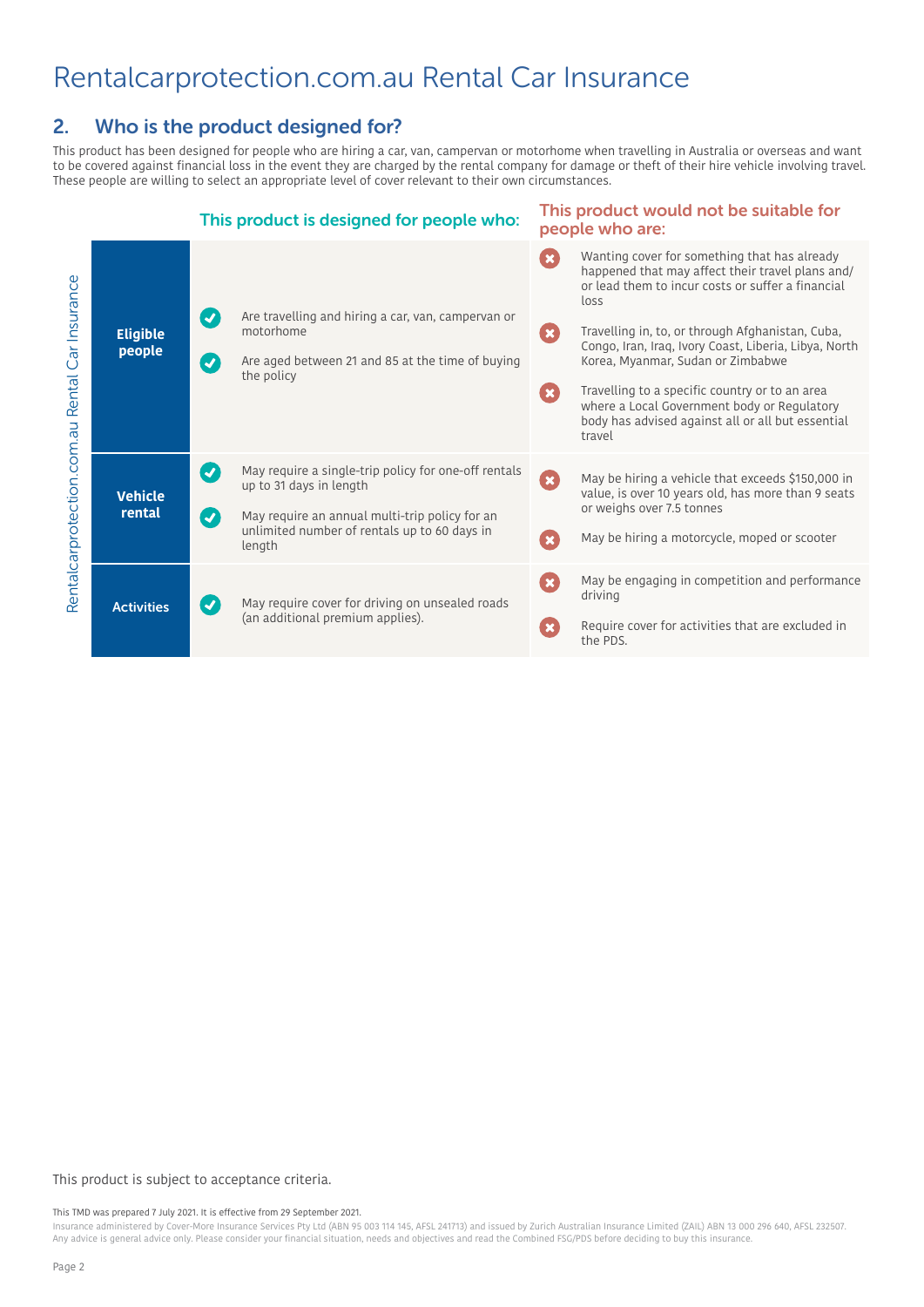# Rentalcarprotection.com.au Rental Car Insurance

## 2. Who is the product designed for?

This product has been designed for people who are hiring a car, van, campervan or motorhome when travelling in Australia or overseas and want to be covered against financial loss in the event they are charged by the rental company for damage or theft of their hire vehicle involving travel. These people are willing to select an appropriate level of cover relevant to their own circumstances.

| | This product is designed for people who: | This product would not be suitable for people who are: |
|---|---|---|
| **Eligible people** | ✔ Are travelling and hiring a car, van, campervan or motorhome<br>✔ Are aged between 21 and 85 at the time of buying the policy | ✖ Wanting cover for something that has already happened that may affect their travel plans and/ or lead them to incur costs or suffer a financial loss<br>✖ Travelling in, to, or through Afghanistan, Cuba, Congo, Iran, Iraq, Ivory Coast, Liberia, Libya, North Korea, Myanmar, Sudan or Zimbabwe<br>✖ Travelling to a specific country or to an area where a Local Government body or Regulatory body has advised against all or all but essential travel |
| **Vehicle rental** | ✔ May require a single-trip policy for one-off rentals up to 31 days in length<br>✔ May require an annual multi-trip policy for an unlimited number of rentals up to 60 days in length | ✖ May be hiring a vehicle that exceeds $150,000 in value, is over 10 years old, has more than 9 seats or weighs over 7.5 tonnes<br>✖ May be hiring a motorcycle, moped or scooter |
| **Activities** | ✔ May require cover for driving on unsealed roads (an additional premium applies). | ✖ May be engaging in competition and performance driving<br>✖ Require cover for activities that are excluded in the PDS. |

This product is subject to acceptance criteria.

This TMD was prepared 7 July 2021. It is effective from 29 September 2021.

Insurance administered by Cover-More Insurance Services Pty Ltd (ABN 95 003 114 145, AFSL 241713) and issued by Zurich Australian Insurance Limited (ZAIL) ABN 13 000 296 640, AFSL 232507. Any advice is general advice only. Please consider your financial situation, needs and objectives and read the Combined FSG/PDS before deciding to buy this insurance.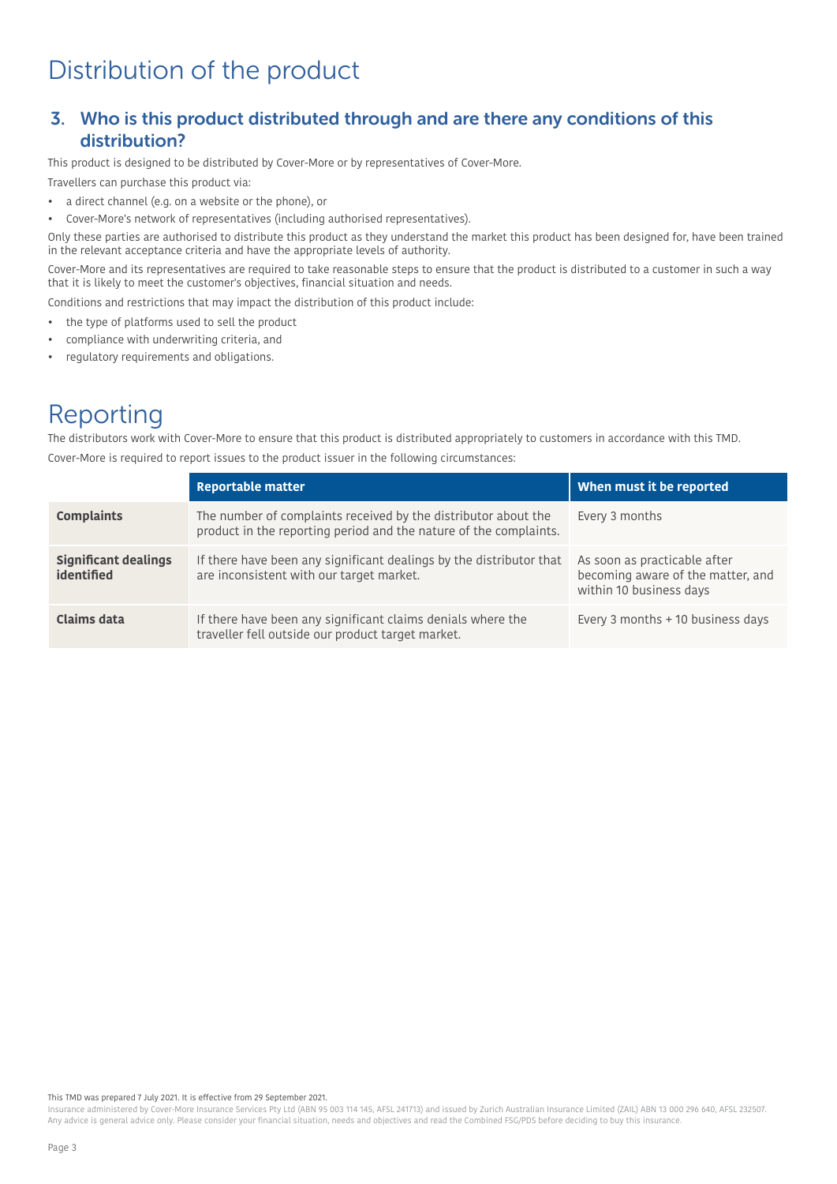# Distribution of the product

## 3. Who is this product distributed through and are there any conditions of this distribution?

This product is designed to be distributed by Cover-More or by representatives of Cover-More.

Travellers can purchase this product via:

- a direct channel (e.g. on a website or the phone), or
- Cover-More's network of representatives (including authorised representatives).

Only these parties are authorised to distribute this product as they understand the market this product has been designed for, have been trained in the relevant acceptance criteria and have the appropriate levels of authority.

Cover-More and its representatives are required to take reasonable steps to ensure that the product is distributed to a customer in such a way that it is likely to meet the customer's objectives, financial situation and needs.

Conditions and restrictions that may impact the distribution of this product include:

- the type of platforms used to sell the product
- compliance with underwriting criteria, and
- regulatory requirements and obligations.

# Reporting

The distributors work with Cover-More to ensure that this product is distributed appropriately to customers in accordance with this TMD.

Cover-More is required to report issues to the product issuer in the following circumstances:

| | Reportable matter | When must it be reported |
|---|---|---|
| **Complaints** | The number of complaints received by the distributor about the product in the reporting period and the nature of the complaints. | Every 3 months |
| **Significant dealings identified** | If there have been any significant dealings by the distributor that are inconsistent with our target market. | As soon as practicable after becoming aware of the matter, and within 10 business days |
| **Claims data** | If there have been any significant claims denials where the traveller fell outside our product target market. | Every 3 months + 10 business days |

This TMD was prepared 7 July 2021. It is effective from 29 September 2021.

Insurance administered by Cover-More Insurance Services Pty Ltd (ABN 95 003 114 145, AFSL 241713) and issued by Zurich Australian Insurance Limited (ZAIL) ABN 13 000 296 640, AFSL 232507. Any advice is general advice only. Please consider your financial situation, needs and objectives and read the Combined FSG/PDS before deciding to buy this insurance.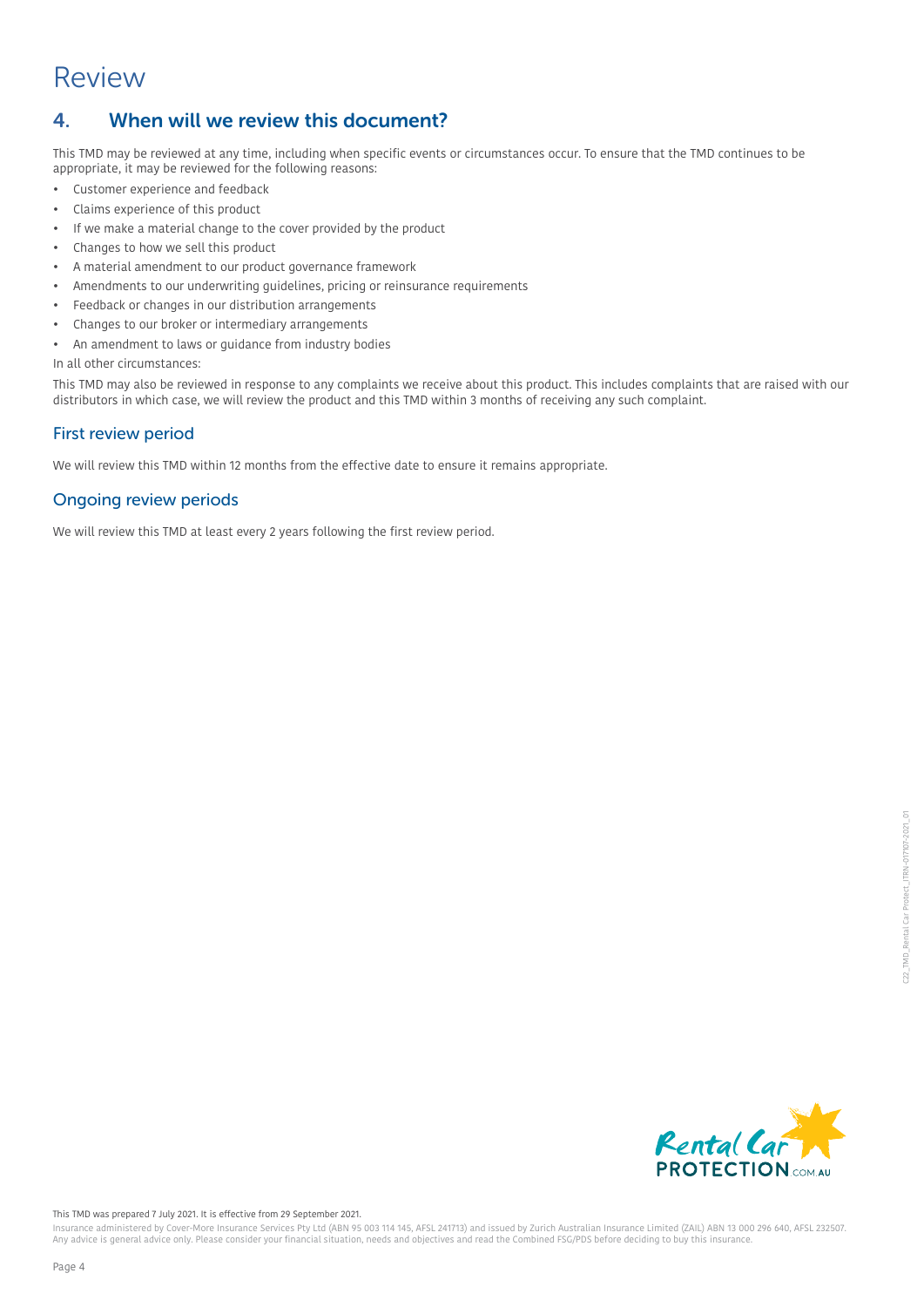# Review

## 4. When will we review this document?

This TMD may be reviewed at any time, including when specific events or circumstances occur. To ensure that the TMD continues to be appropriate, it may be reviewed for the following reasons:

- Customer experience and feedback
- Claims experience of this product
- If we make a material change to the cover provided by the product
- Changes to how we sell this product
- A material amendment to our product governance framework
- Amendments to our underwriting guidelines, pricing or reinsurance requirements
- Feedback or changes in our distribution arrangements
- Changes to our broker or intermediary arrangements
- An amendment to laws or guidance from industry bodies

In all other circumstances:

This TMD may also be reviewed in response to any complaints we receive about this product. This includes complaints that are raised with our distributors in which case, we will review the product and this TMD within 3 months of receiving any such complaint.

### First review period

We will review this TMD within 12 months from the effective date to ensure it remains appropriate.

### Ongoing review periods

We will review this TMD at least every 2 years following the first review period.

Rental Car PROTECTION.COM.AU

This TMD was prepared 7 July 2021. It is effective from 29 September 2021.

Insurance administered by Cover-More Insurance Services Pty Ltd (ABN 95 003 114 145, AFSL 241713) and issued by Zurich Australian Insurance Limited (ZAIL) ABN 13 000 296 640, AFSL 232507. Any advice is general advice only. Please consider your financial situation, needs and objectives and read the Combined FSG/PDS before deciding to buy this insurance.

C22_TMD_Rental Car Protect_ITRN-017107-2021_01